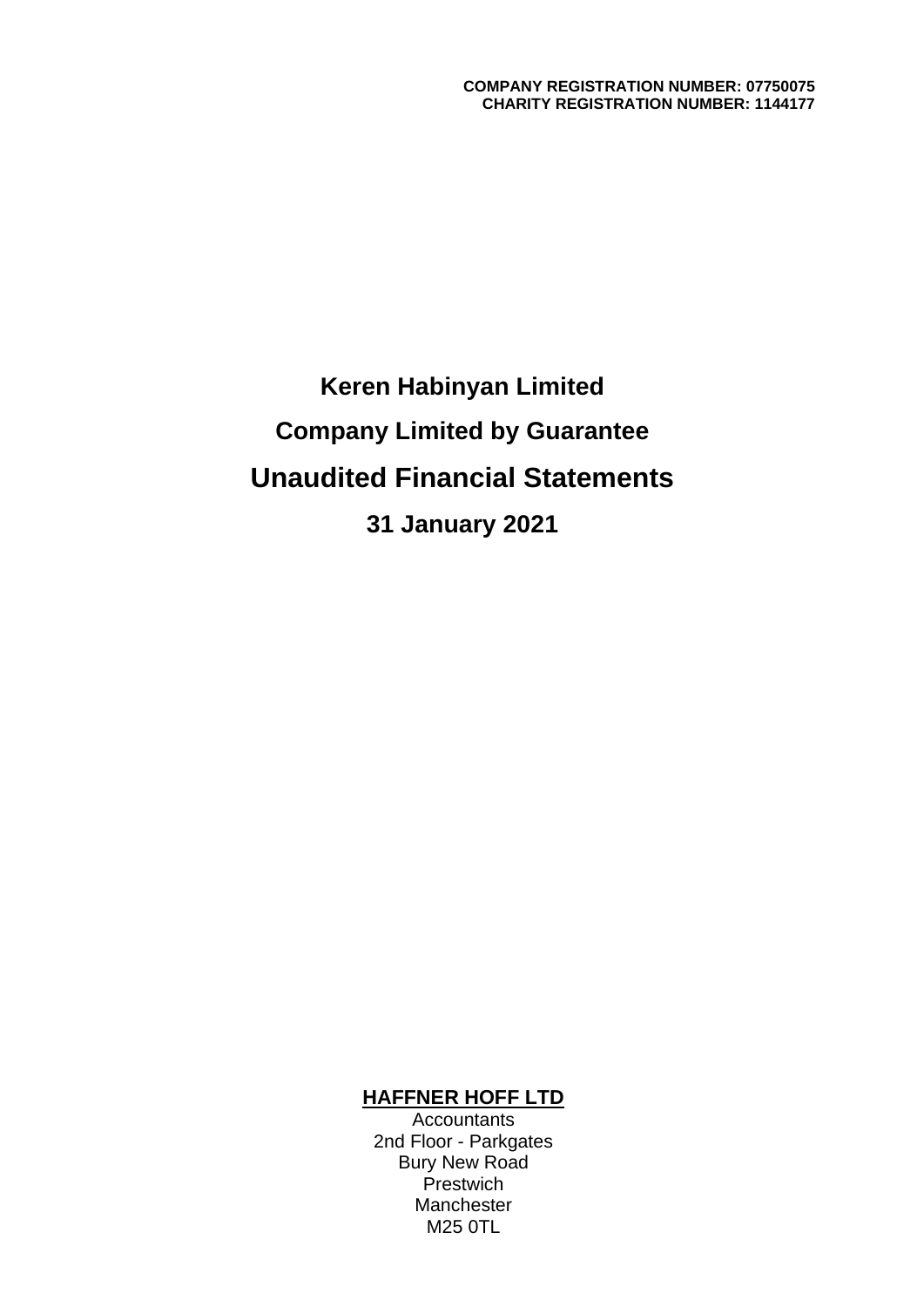**COMPANY REGISTRATION NUMBER: 07750075**
**CHARITY REGISTRATION NUMBER: 1144177**

# Keren Habinyan Limited

## Company Limited by Guarantee

# Unaudited Financial Statements

## 31 January 2021

**HAFFNER HOFF LTD**
Accountants
2nd Floor - Parkgates
Bury New Road
Prestwich
Manchester
M25 0TL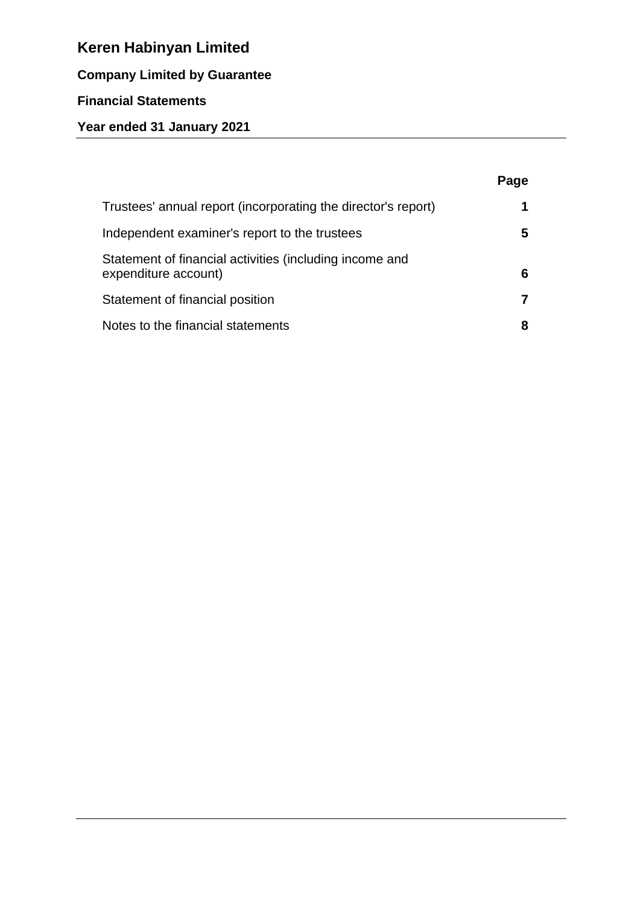# Keren Habinyan Limited

**Company Limited by Guarantee**

**Financial Statements**

**Year ended 31 January 2021**

| | Page |
|---|---|
| Trustees' annual report (incorporating the director's report) | **1** |
| Independent examiner's report to the trustees | **5** |
| Statement of financial activities (including income and expenditure account) | **6** |
| Statement of financial position | **7** |
| Notes to the financial statements | **8** |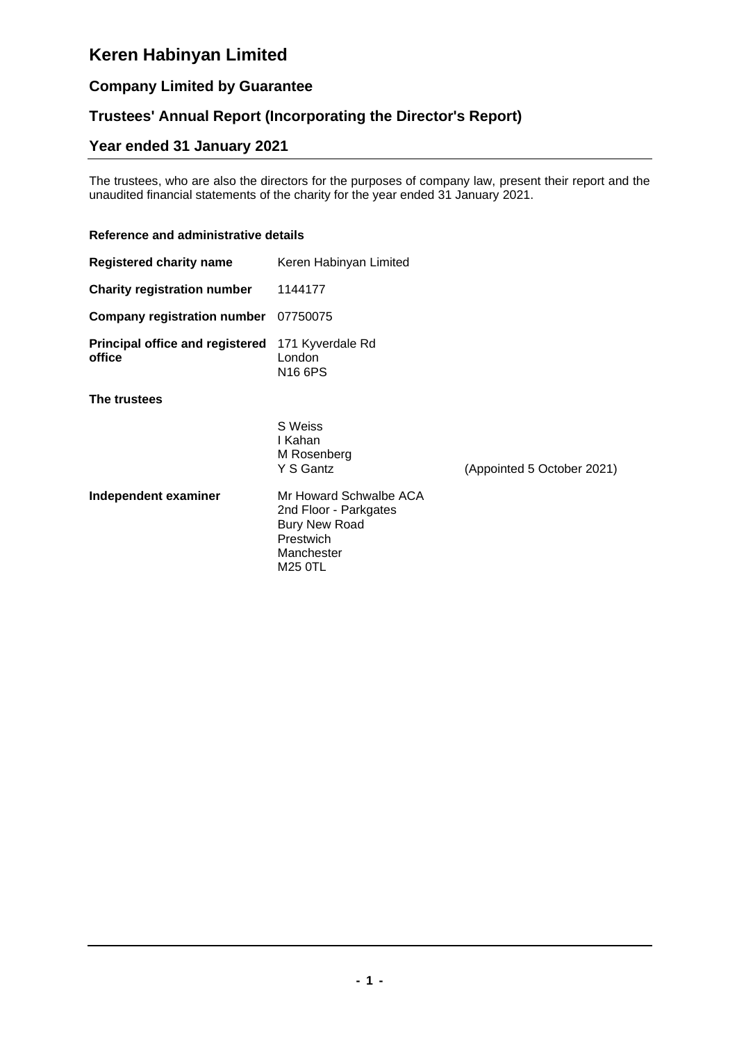# Keren Habinyan Limited

## Company Limited by Guarantee

## Trustees' Annual Report (Incorporating the Director's Report)

## Year ended 31 January 2021

The trustees, who are also the directors for the purposes of company law, present their report and the unaudited financial statements of the charity for the year ended 31 January 2021.

### Reference and administrative details

| | | |
|---|---|---|
| **Registered charity name** | Keren Habinyan Limited | |
| **Charity registration number** | 1144177 | |
| **Company registration number** | 07750075 | |
| **Principal office and registered office** | 171 Kyverdale Rd<br>London<br>N16 6PS | |
| **The trustees** | | |
| | S Weiss<br>I Kahan<br>M Rosenberg<br>Y S Gantz | (Appointed 5 October 2021) |
| **Independent examiner** | Mr Howard Schwalbe ACA<br>2nd Floor - Parkgates<br>Bury New Road<br>Prestwich<br>Manchester<br>M25 0TL | |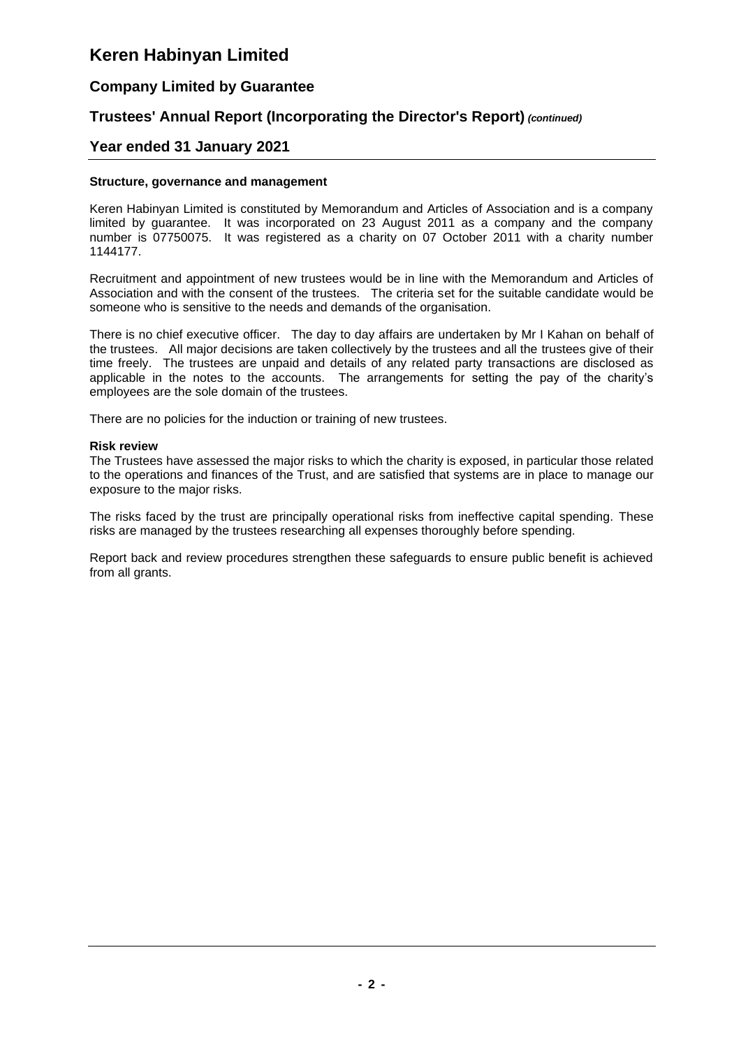# Keren Habinyan Limited

## Company Limited by Guarantee

## Trustees' Annual Report (Incorporating the Director's Report) *(continued)*

## Year ended 31 January 2021

**Structure, governance and management**

Keren Habinyan Limited is constituted by Memorandum and Articles of Association and is a company limited by guarantee. It was incorporated on 23 August 2011 as a company and the company number is 07750075. It was registered as a charity on 07 October 2011 with a charity number 1144177.

Recruitment and appointment of new trustees would be in line with the Memorandum and Articles of Association and with the consent of the trustees. The criteria set for the suitable candidate would be someone who is sensitive to the needs and demands of the organisation.

There is no chief executive officer. The day to day affairs are undertaken by Mr I Kahan on behalf of the trustees. All major decisions are taken collectively by the trustees and all the trustees give of their time freely. The trustees are unpaid and details of any related party transactions are disclosed as applicable in the notes to the accounts. The arrangements for setting the pay of the charity's employees are the sole domain of the trustees.

There are no policies for the induction or training of new trustees.

**Risk review**

The Trustees have assessed the major risks to which the charity is exposed, in particular those related to the operations and finances of the Trust, and are satisfied that systems are in place to manage our exposure to the major risks.

The risks faced by the trust are principally operational risks from ineffective capital spending. These risks are managed by the trustees researching all expenses thoroughly before spending.

Report back and review procedures strengthen these safeguards to ensure public benefit is achieved from all grants.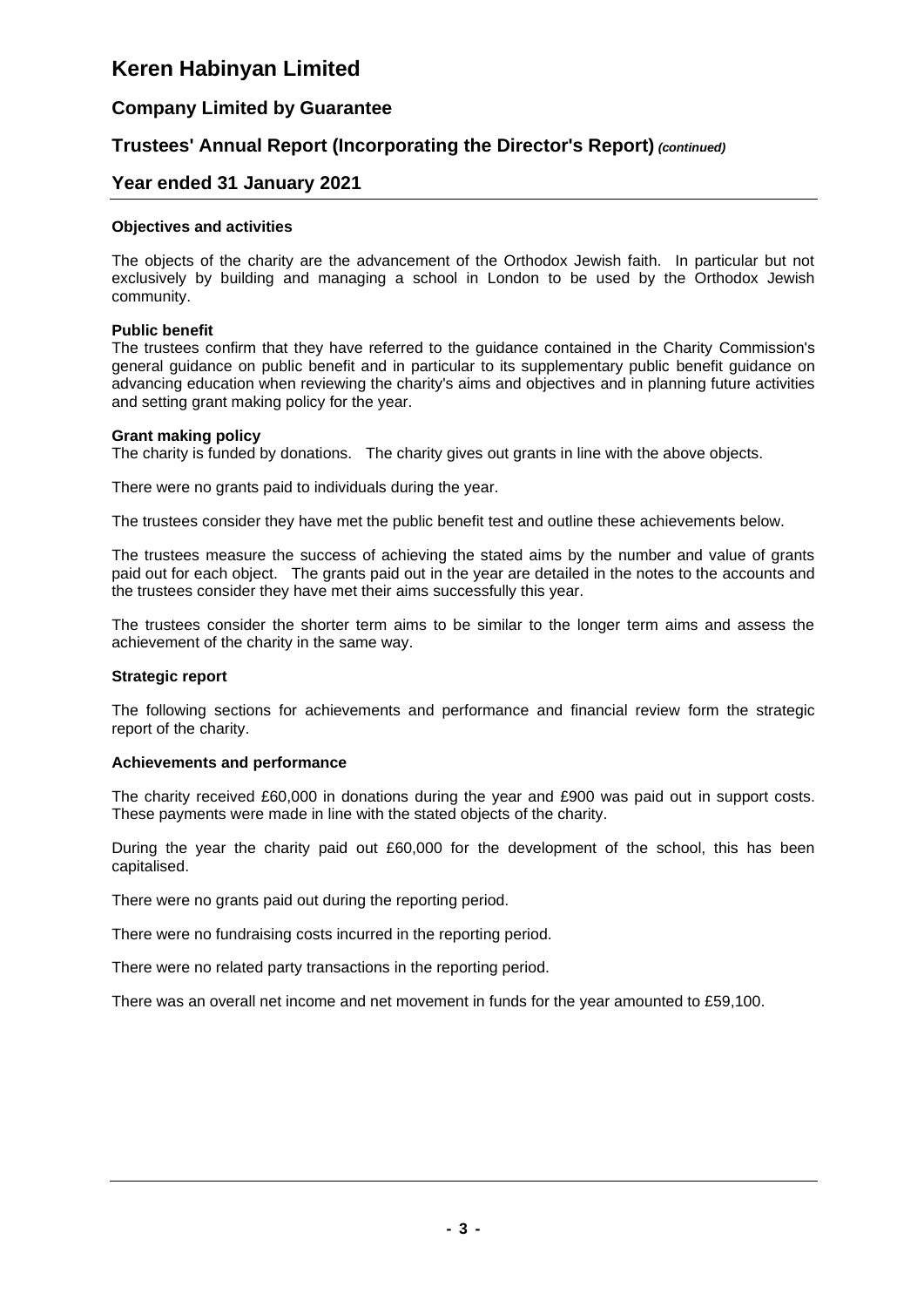# Keren Habinyan Limited

## Company Limited by Guarantee

## Trustees' Annual Report (Incorporating the Director's Report) *(continued)*

## Year ended 31 January 2021

**Objectives and activities**

The objects of the charity are the advancement of the Orthodox Jewish faith. In particular but not exclusively by building and managing a school in London to be used by the Orthodox Jewish community.

**Public benefit**
The trustees confirm that they have referred to the guidance contained in the Charity Commission's general guidance on public benefit and in particular to its supplementary public benefit guidance on advancing education when reviewing the charity's aims and objectives and in planning future activities and setting grant making policy for the year.

**Grant making policy**
The charity is funded by donations. The charity gives out grants in line with the above objects.

There were no grants paid to individuals during the year.

The trustees consider they have met the public benefit test and outline these achievements below.

The trustees measure the success of achieving the stated aims by the number and value of grants paid out for each object. The grants paid out in the year are detailed in the notes to the accounts and the trustees consider they have met their aims successfully this year.

The trustees consider the shorter term aims to be similar to the longer term aims and assess the achievement of the charity in the same way.

**Strategic report**

The following sections for achievements and performance and financial review form the strategic report of the charity.

**Achievements and performance**

The charity received £60,000 in donations during the year and £900 was paid out in support costs. These payments were made in line with the stated objects of the charity.

During the year the charity paid out £60,000 for the development of the school, this has been capitalised.

There were no grants paid out during the reporting period.

There were no fundraising costs incurred in the reporting period.

There were no related party transactions in the reporting period.

There was an overall net income and net movement in funds for the year amounted to £59,100.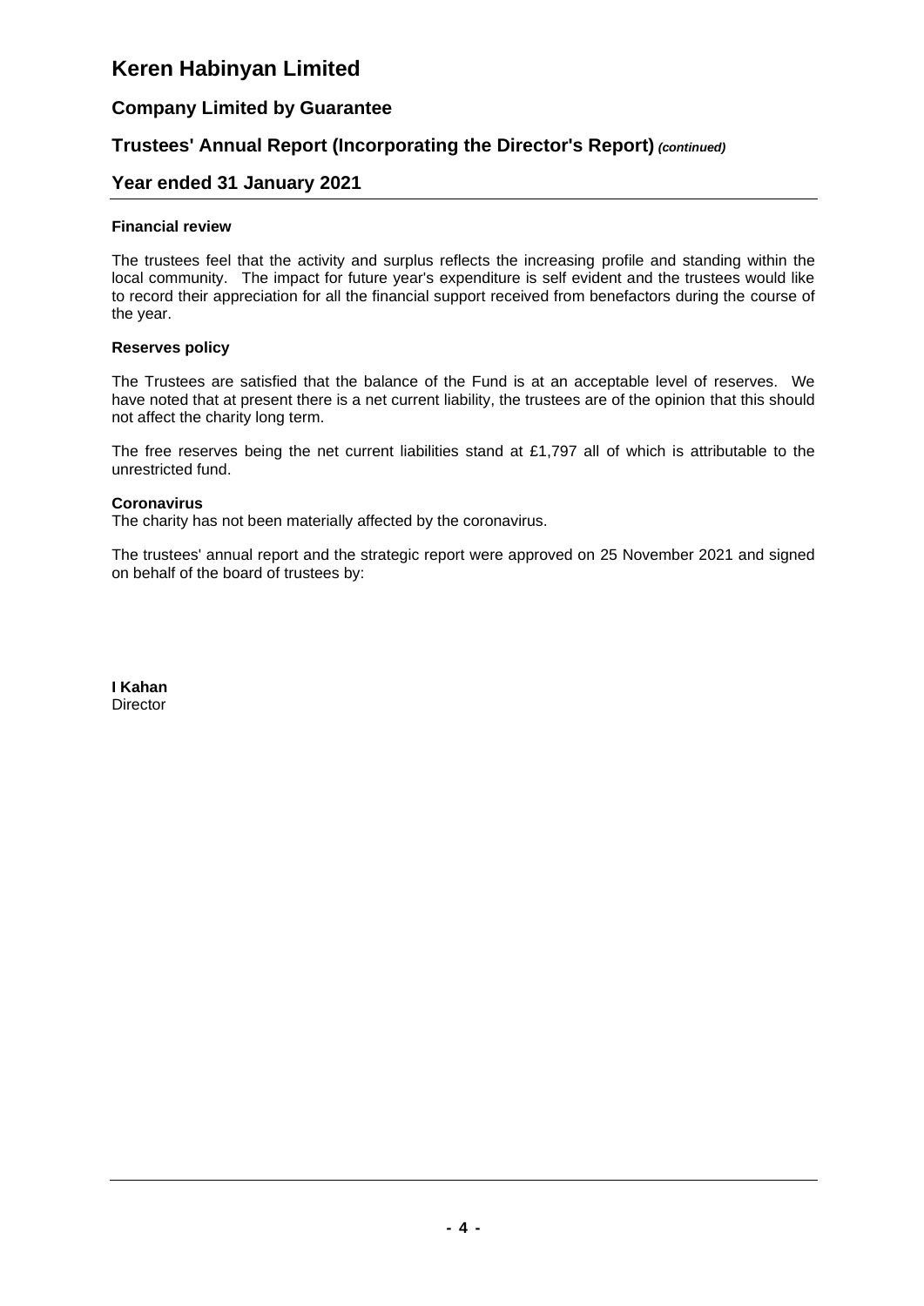# Keren Habinyan Limited

## Company Limited by Guarantee

## Trustees' Annual Report (Incorporating the Director's Report) *(continued)*

## Year ended 31 January 2021

**Financial review**

The trustees feel that the activity and surplus reflects the increasing profile and standing within the local community. The impact for future year's expenditure is self evident and the trustees would like to record their appreciation for all the financial support received from benefactors during the course of the year.

**Reserves policy**

The Trustees are satisfied that the balance of the Fund is at an acceptable level of reserves. We have noted that at present there is a net current liability, the trustees are of the opinion that this should not affect the charity long term.

The free reserves being the net current liabilities stand at £1,797 all of which is attributable to the unrestricted fund.

**Coronavirus**

The charity has not been materially affected by the coronavirus.

The trustees' annual report and the strategic report were approved on 25 November 2021 and signed on behalf of the board of trustees by:

**I Kahan**
Director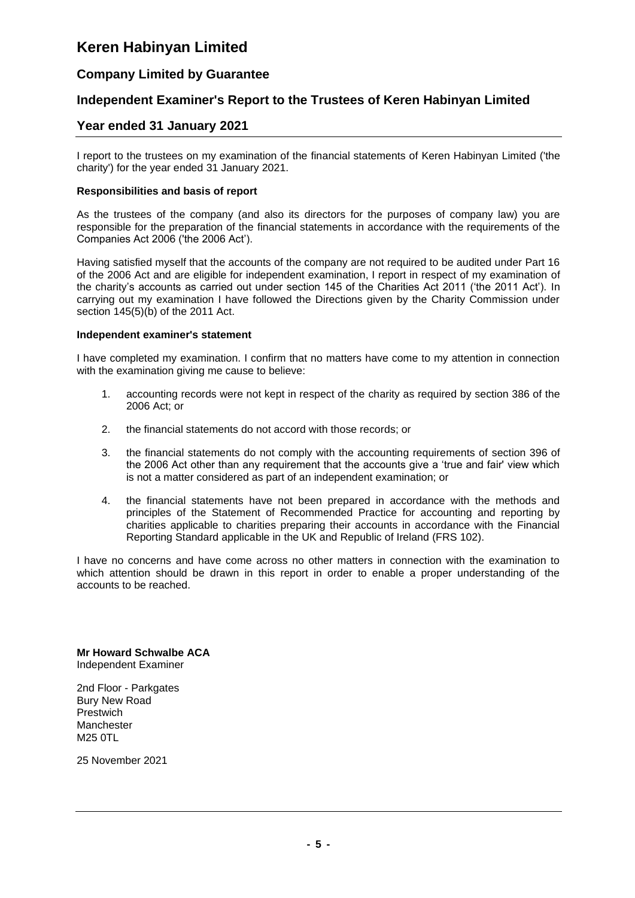# Keren Habinyan Limited

## Company Limited by Guarantee

## Independent Examiner's Report to the Trustees of Keren Habinyan Limited

## Year ended 31 January 2021

I report to the trustees on my examination of the financial statements of Keren Habinyan Limited ('the charity') for the year ended 31 January 2021.

**Responsibilities and basis of report**

As the trustees of the company (and also its directors for the purposes of company law) you are responsible for the preparation of the financial statements in accordance with the requirements of the Companies Act 2006 ('the 2006 Act').

Having satisfied myself that the accounts of the company are not required to be audited under Part 16 of the 2006 Act and are eligible for independent examination, I report in respect of my examination of the charity's accounts as carried out under section 145 of the Charities Act 2011 ('the 2011 Act'). In carrying out my examination I have followed the Directions given by the Charity Commission under section 145(5)(b) of the 2011 Act.

**Independent examiner's statement**

I have completed my examination. I confirm that no matters have come to my attention in connection with the examination giving me cause to believe:

1. accounting records were not kept in respect of the charity as required by section 386 of the 2006 Act; or

2. the financial statements do not accord with those records; or

3. the financial statements do not comply with the accounting requirements of section 396 of the 2006 Act other than any requirement that the accounts give a 'true and fair' view which is not a matter considered as part of an independent examination; or

4. the financial statements have not been prepared in accordance with the methods and principles of the Statement of Recommended Practice for accounting and reporting by charities applicable to charities preparing their accounts in accordance with the Financial Reporting Standard applicable in the UK and Republic of Ireland (FRS 102).

I have no concerns and have come across no other matters in connection with the examination to which attention should be drawn in this report in order to enable a proper understanding of the accounts to be reached.

**Mr Howard Schwalbe ACA**
Independent Examiner

2nd Floor - Parkgates
Bury New Road
Prestwich
Manchester
M25 0TL

25 November 2021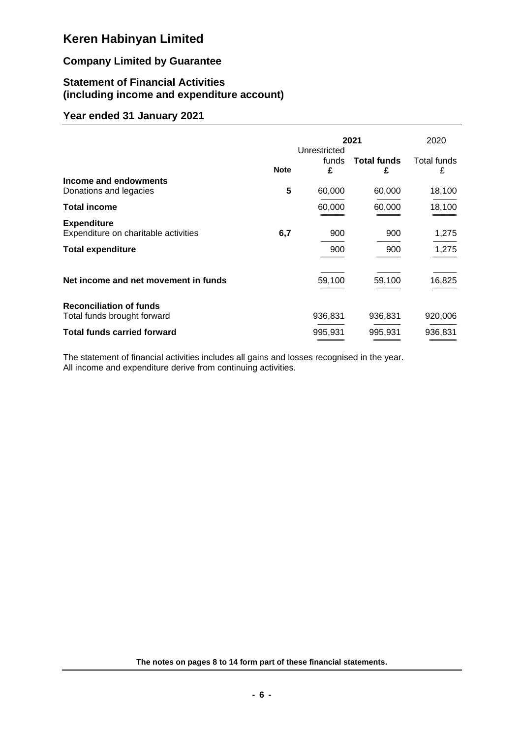# Keren Habinyan Limited

## Company Limited by Guarantee

## Statement of Financial Activities (including income and expenditure account)

## Year ended 31 January 2021

| | Note | 2021 Unrestricted funds £ | 2021 **Total funds** £ | 2020 Total funds £ |
|---|---|---|---|---|
| **Income and endowments** | | | | |
| Donations and legacies | **5** | 60,000 | 60,000 | 18,100 |
| **Total income** | | 60,000 | 60,000 | 18,100 |
| **Expenditure** | | | | |
| Expenditure on charitable activities | **6,7** | 900 | 900 | 1,275 |
| **Total expenditure** | | 900 | 900 | 1,275 |
| **Net income and net movement in funds** | | 59,100 | 59,100 | 16,825 |
| **Reconciliation of funds** | | | | |
| Total funds brought forward | | 936,831 | 936,831 | 920,006 |
| **Total funds carried forward** | | 995,931 | 995,931 | 936,831 |

The statement of financial activities includes all gains and losses recognised in the year.
All income and expenditure derive from continuing activities.

**The notes on pages 8 to 14 form part of these financial statements.**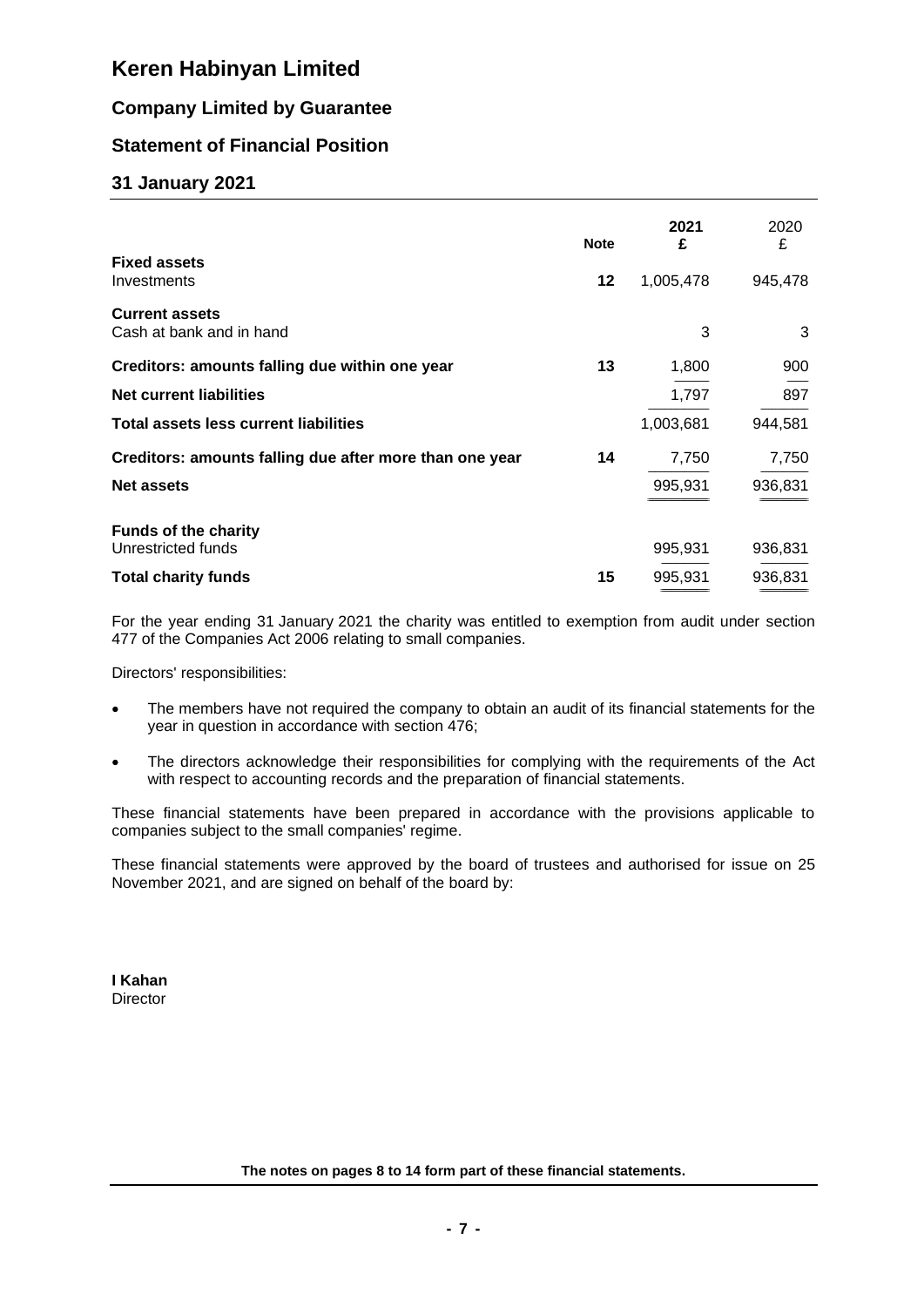# Keren Habinyan Limited

## Company Limited by Guarantee

## Statement of Financial Position

## 31 January 2021

| | Note | 2021 £ | 2020 £ |
|---|---|---|---|
| **Fixed assets** | | | |
| Investments | 12 | 1,005,478 | 945,478 |
| **Current assets** | | | |
| Cash at bank and in hand | | 3 | 3 |
| **Creditors: amounts falling due within one year** | 13 | 1,800 | 900 |
| **Net current liabilities** | | 1,797 | 897 |
| **Total assets less current liabilities** | | 1,003,681 | 944,581 |
| **Creditors: amounts falling due after more than one year** | 14 | 7,750 | 7,750 |
| **Net assets** | | 995,931 | 936,831 |
| **Funds of the charity** | | | |
| Unrestricted funds | | 995,931 | 936,831 |
| **Total charity funds** | 15 | 995,931 | 936,831 |

For the year ending 31 January 2021 the charity was entitled to exemption from audit under section 477 of the Companies Act 2006 relating to small companies.

Directors' responsibilities:

- The members have not required the company to obtain an audit of its financial statements for the year in question in accordance with section 476;
- The directors acknowledge their responsibilities for complying with the requirements of the Act with respect to accounting records and the preparation of financial statements.

These financial statements have been prepared in accordance with the provisions applicable to companies subject to the small companies' regime.

These financial statements were approved by the board of trustees and authorised for issue on 25 November 2021, and are signed on behalf of the board by:

**I Kahan**
Director

**The notes on pages 8 to 14 form part of these financial statements.**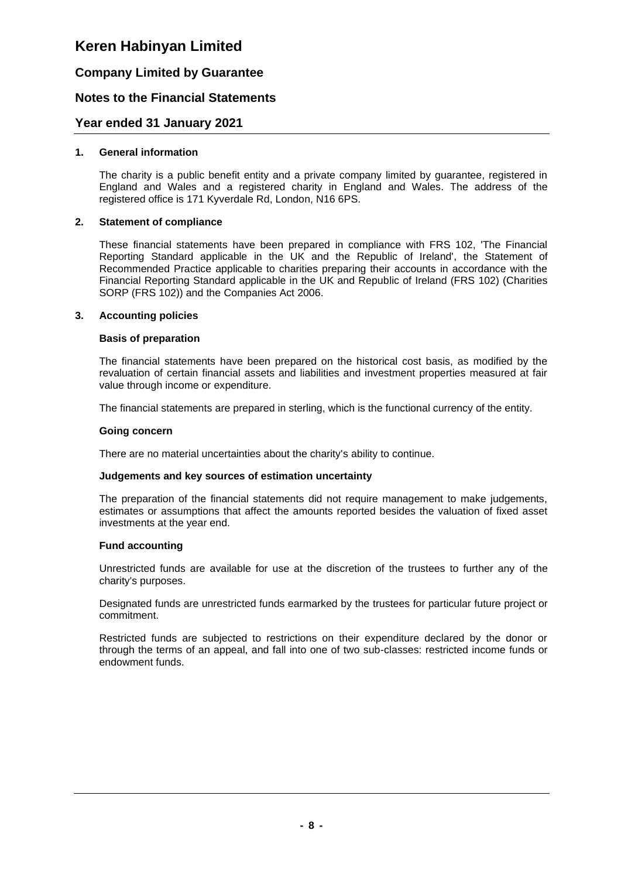# Keren Habinyan Limited

## Company Limited by Guarantee

## Notes to the Financial Statements

## Year ended 31 January 2021

### 1. General information

The charity is a public benefit entity and a private company limited by guarantee, registered in England and Wales and a registered charity in England and Wales. The address of the registered office is 171 Kyverdale Rd, London, N16 6PS.

### 2. Statement of compliance

These financial statements have been prepared in compliance with FRS 102, 'The Financial Reporting Standard applicable in the UK and the Republic of Ireland', the Statement of Recommended Practice applicable to charities preparing their accounts in accordance with the Financial Reporting Standard applicable in the UK and Republic of Ireland (FRS 102) (Charities SORP (FRS 102)) and the Companies Act 2006.

### 3. Accounting policies

**Basis of preparation**

The financial statements have been prepared on the historical cost basis, as modified by the revaluation of certain financial assets and liabilities and investment properties measured at fair value through income or expenditure.

The financial statements are prepared in sterling, which is the functional currency of the entity.

**Going concern**

There are no material uncertainties about the charity's ability to continue.

**Judgements and key sources of estimation uncertainty**

The preparation of the financial statements did not require management to make judgements, estimates or assumptions that affect the amounts reported besides the valuation of fixed asset investments at the year end.

**Fund accounting**

Unrestricted funds are available for use at the discretion of the trustees to further any of the charity's purposes.

Designated funds are unrestricted funds earmarked by the trustees for particular future project or commitment.

Restricted funds are subjected to restrictions on their expenditure declared by the donor or through the terms of an appeal, and fall into one of two sub-classes: restricted income funds or endowment funds.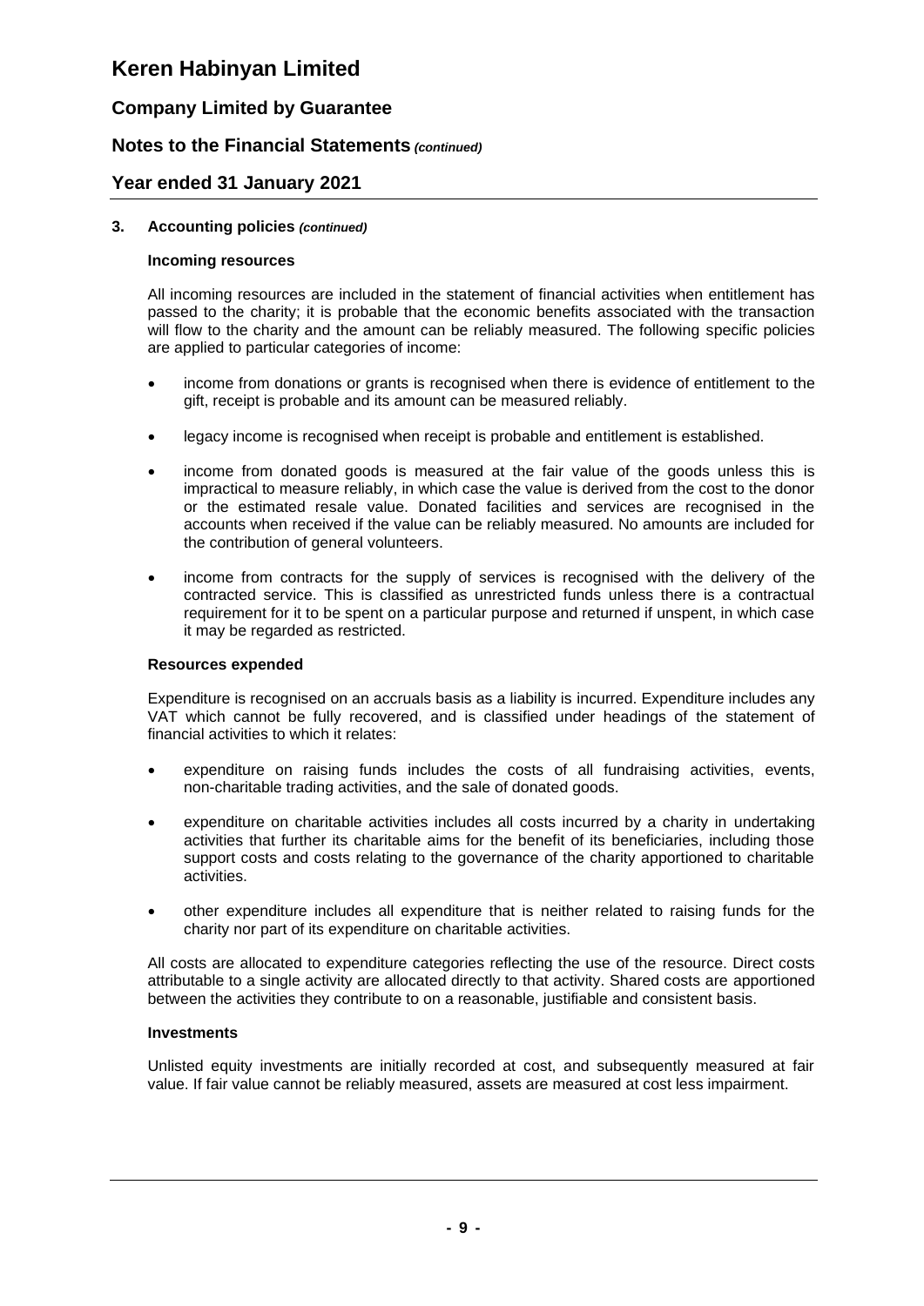### 3. Accounting policies *(continued)*

#### Incoming resources

All incoming resources are included in the statement of financial activities when entitlement has passed to the charity; it is probable that the economic benefits associated with the transaction will flow to the charity and the amount can be reliably measured. The following specific policies are applied to particular categories of income:

- income from donations or grants is recognised when there is evidence of entitlement to the gift, receipt is probable and its amount can be measured reliably.
- legacy income is recognised when receipt is probable and entitlement is established.
- income from donated goods is measured at the fair value of the goods unless this is impractical to measure reliably, in which case the value is derived from the cost to the donor or the estimated resale value. Donated facilities and services are recognised in the accounts when received if the value can be reliably measured. No amounts are included for the contribution of general volunteers.
- income from contracts for the supply of services is recognised with the delivery of the contracted service. This is classified as unrestricted funds unless there is a contractual requirement for it to be spent on a particular purpose and returned if unspent, in which case it may be regarded as restricted.

#### Resources expended

Expenditure is recognised on an accruals basis as a liability is incurred. Expenditure includes any VAT which cannot be fully recovered, and is classified under headings of the statement of financial activities to which it relates:

- expenditure on raising funds includes the costs of all fundraising activities, events, non-charitable trading activities, and the sale of donated goods.
- expenditure on charitable activities includes all costs incurred by a charity in undertaking activities that further its charitable aims for the benefit of its beneficiaries, including those support costs and costs relating to the governance of the charity apportioned to charitable activities.
- other expenditure includes all expenditure that is neither related to raising funds for the charity nor part of its expenditure on charitable activities.

All costs are allocated to expenditure categories reflecting the use of the resource. Direct costs attributable to a single activity are allocated directly to that activity. Shared costs are apportioned between the activities they contribute to on a reasonable, justifiable and consistent basis.

#### Investments

Unlisted equity investments are initially recorded at cost, and subsequently measured at fair value. If fair value cannot be reliably measured, assets are measured at cost less impairment.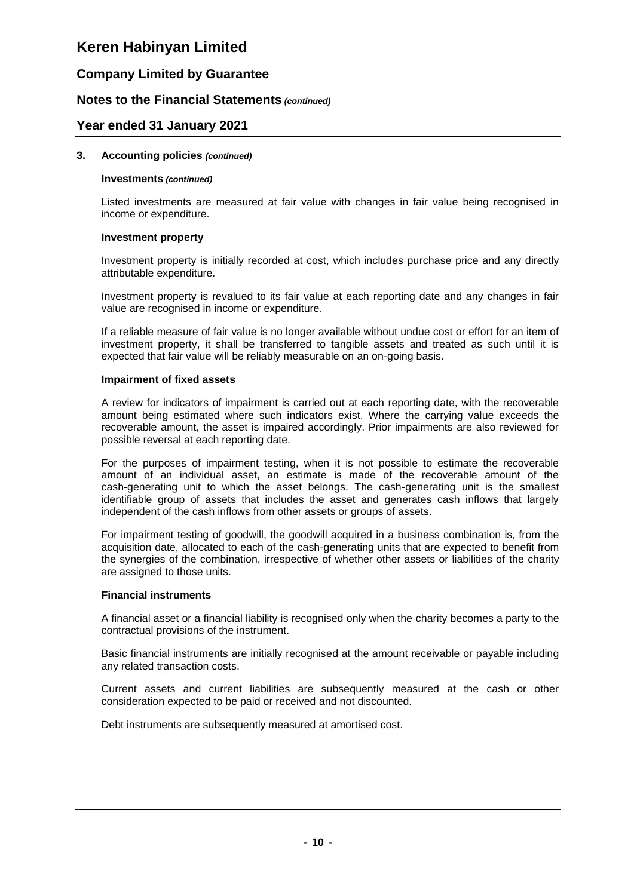### 3. Accounting policies *(continued)*

**Investments** *(continued)*

Listed investments are measured at fair value with changes in fair value being recognised in income or expenditure.

**Investment property**

Investment property is initially recorded at cost, which includes purchase price and any directly attributable expenditure.

Investment property is revalued to its fair value at each reporting date and any changes in fair value are recognised in income or expenditure.

If a reliable measure of fair value is no longer available without undue cost or effort for an item of investment property, it shall be transferred to tangible assets and treated as such until it is expected that fair value will be reliably measurable on an on-going basis.

**Impairment of fixed assets**

A review for indicators of impairment is carried out at each reporting date, with the recoverable amount being estimated where such indicators exist. Where the carrying value exceeds the recoverable amount, the asset is impaired accordingly. Prior impairments are also reviewed for possible reversal at each reporting date.

For the purposes of impairment testing, when it is not possible to estimate the recoverable amount of an individual asset, an estimate is made of the recoverable amount of the cash-generating unit to which the asset belongs. The cash-generating unit is the smallest identifiable group of assets that includes the asset and generates cash inflows that largely independent of the cash inflows from other assets or groups of assets.

For impairment testing of goodwill, the goodwill acquired in a business combination is, from the acquisition date, allocated to each of the cash-generating units that are expected to benefit from the synergies of the combination, irrespective of whether other assets or liabilities of the charity are assigned to those units.

**Financial instruments**

A financial asset or a financial liability is recognised only when the charity becomes a party to the contractual provisions of the instrument.

Basic financial instruments are initially recognised at the amount receivable or payable including any related transaction costs.

Current assets and current liabilities are subsequently measured at the cash or other consideration expected to be paid or received and not discounted.

Debt instruments are subsequently measured at amortised cost.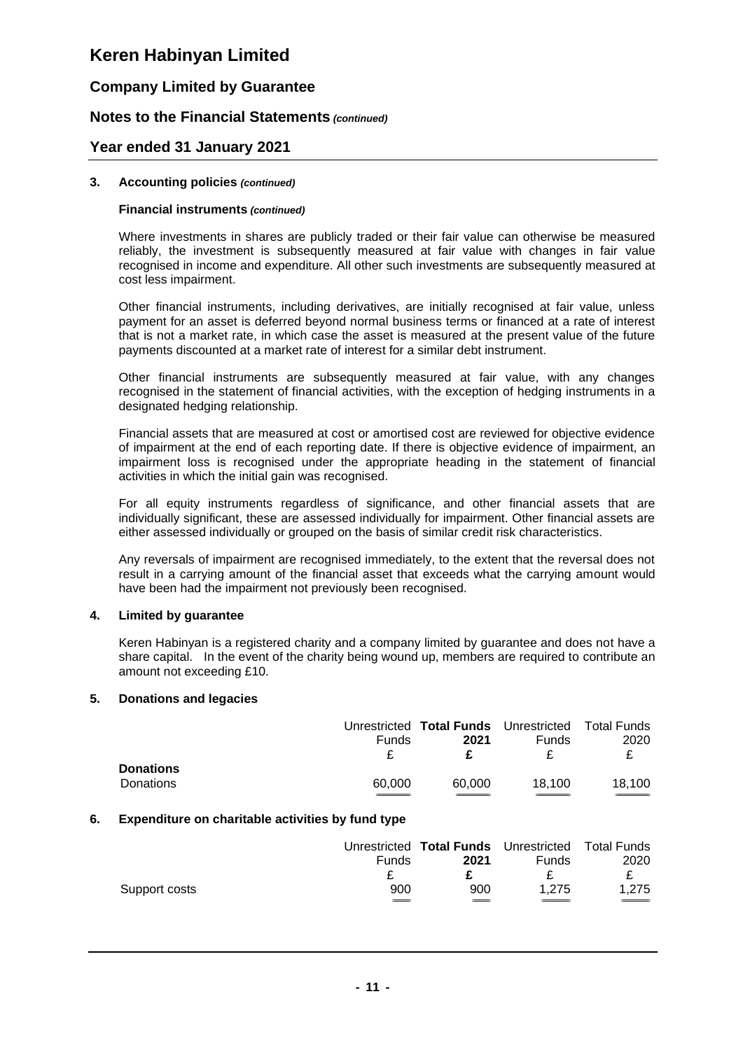# Keren Habinyan Limited

## Company Limited by Guarantee

## Notes to the Financial Statements *(continued)*

## Year ended 31 January 2021

### 3. Accounting policies *(continued)*

#### Financial instruments *(continued)*

Where investments in shares are publicly traded or their fair value can otherwise be measured reliably, the investment is subsequently measured at fair value with changes in fair value recognised in income and expenditure. All other such investments are subsequently measured at cost less impairment.

Other financial instruments, including derivatives, are initially recognised at fair value, unless payment for an asset is deferred beyond normal business terms or financed at a rate of interest that is not a market rate, in which case the asset is measured at the present value of the future payments discounted at a market rate of interest for a similar debt instrument.

Other financial instruments are subsequently measured at fair value, with any changes recognised in the statement of financial activities, with the exception of hedging instruments in a designated hedging relationship.

Financial assets that are measured at cost or amortised cost are reviewed for objective evidence of impairment at the end of each reporting date. If there is objective evidence of impairment, an impairment loss is recognised under the appropriate heading in the statement of financial activities in which the initial gain was recognised.

For all equity instruments regardless of significance, and other financial assets that are individually significant, these are assessed individually for impairment. Other financial assets are either assessed individually or grouped on the basis of similar credit risk characteristics.

Any reversals of impairment are recognised immediately, to the extent that the reversal does not result in a carrying amount of the financial asset that exceeds what the carrying amount would have been had the impairment not previously been recognised.

### 4. Limited by guarantee

Keren Habinyan is a registered charity and a company limited by guarantee and does not have a share capital. In the event of the charity being wound up, members are required to contribute an amount not exceeding £10.

### 5. Donations and legacies

| | Unrestricted Funds | **Total Funds 2021** | Unrestricted Funds | Total Funds 2020 |
|---|---|---|---|---|
| | £ | **£** | £ | £ |
| **Donations** | | | | |
| Donations | 60,000 | 60,000 | 18,100 | 18,100 |

### 6. Expenditure on charitable activities by fund type

| | Unrestricted Funds | **Total Funds 2021** | Unrestricted Funds | Total Funds 2020 |
|---|---|---|---|---|
| | £ | **£** | £ | £ |
| Support costs | 900 | 900 | 1,275 | 1,275 |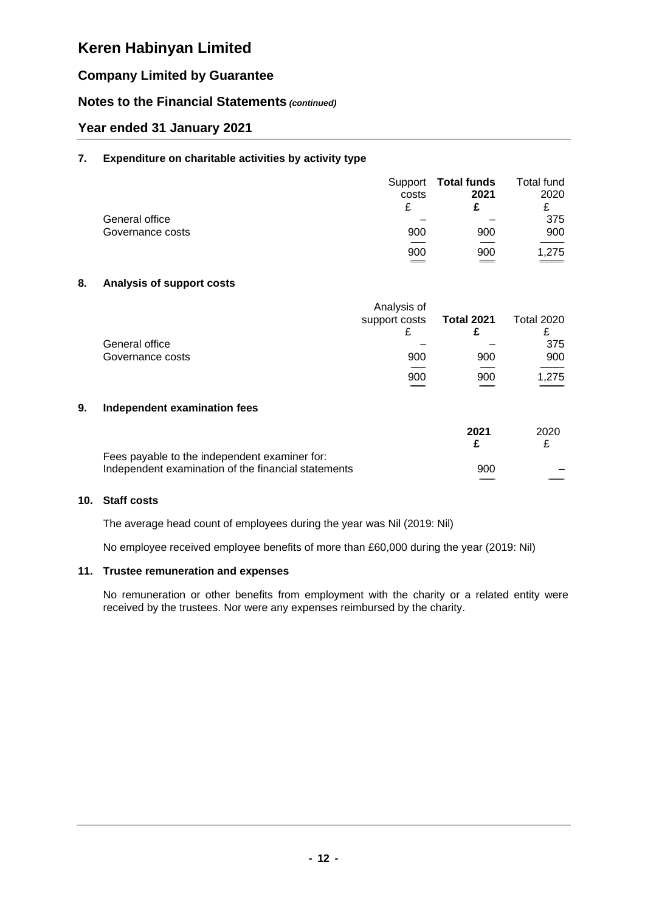# Keren Habinyan Limited

## Company Limited by Guarantee

## Notes to the Financial Statements *(continued)*

## Year ended 31 January 2021

### 7. Expenditure on charitable activities by activity type

| | Support costs £ | **Total funds 2021 £** | Total fund 2020 £ |
|---|---|---|---|
| General office | – | – | 375 |
| Governance costs | 900 | 900 | 900 |
| | 900 | 900 | 1,275 |

### 8. Analysis of support costs

| | Analysis of support costs £ | **Total 2021 £** | Total 2020 £ |
|---|---|---|---|
| General office | – | – | 375 |
| Governance costs | 900 | 900 | 900 |
| | 900 | 900 | 1,275 |

### 9. Independent examination fees

| | **2021 £** | 2020 £ |
|---|---|---|
| Fees payable to the independent examiner for: | | |
| Independent examination of the financial statements | 900 | – |

### 10. Staff costs

The average head count of employees during the year was Nil (2019: Nil)

No employee received employee benefits of more than £60,000 during the year (2019: Nil)

### 11. Trustee remuneration and expenses

No remuneration or other benefits from employment with the charity or a related entity were received by the trustees. Nor were any expenses reimbursed by the charity.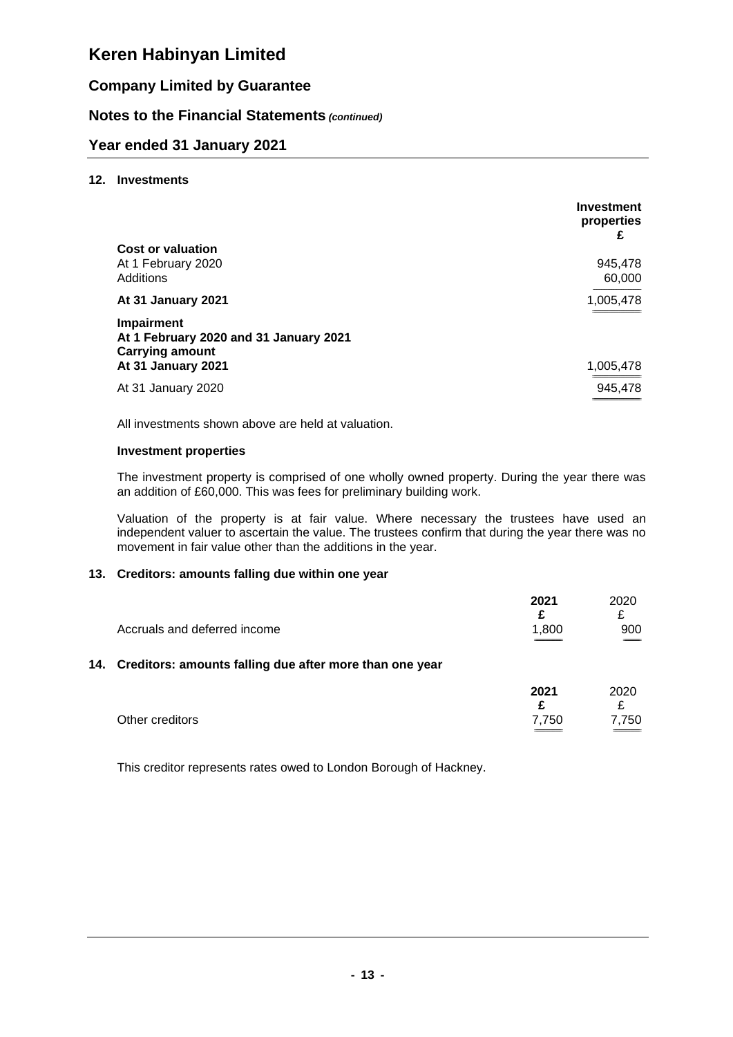## 12. Investments

| | Investment properties £ |
|---|---|
| **Cost or valuation** | |
| At 1 February 2020 | 945,478 |
| Additions | 60,000 |
| **At 31 January 2021** | 1,005,478 |
| **Impairment** | |
| **At 1 February 2020 and 31 January 2021** | |
| **Carrying amount** | |
| **At 31 January 2021** | 1,005,478 |
| At 31 January 2020 | 945,478 |

All investments shown above are held at valuation.

### Investment properties

The investment property is comprised of one wholly owned property. During the year there was an addition of £60,000. This was fees for preliminary building work.

Valuation of the property is at fair value. Where necessary the trustees have used an independent valuer to ascertain the value. The trustees confirm that during the year there was no movement in fair value other than the additions in the year.

## 13. Creditors: amounts falling due within one year

| | 2021 £ | 2020 £ |
|---|---|---|
| Accruals and deferred income | 1,800 | 900 |

## 14. Creditors: amounts falling due after more than one year

| | 2021 £ | 2020 £ |
|---|---|---|
| Other creditors | 7,750 | 7,750 |

This creditor represents rates owed to London Borough of Hackney.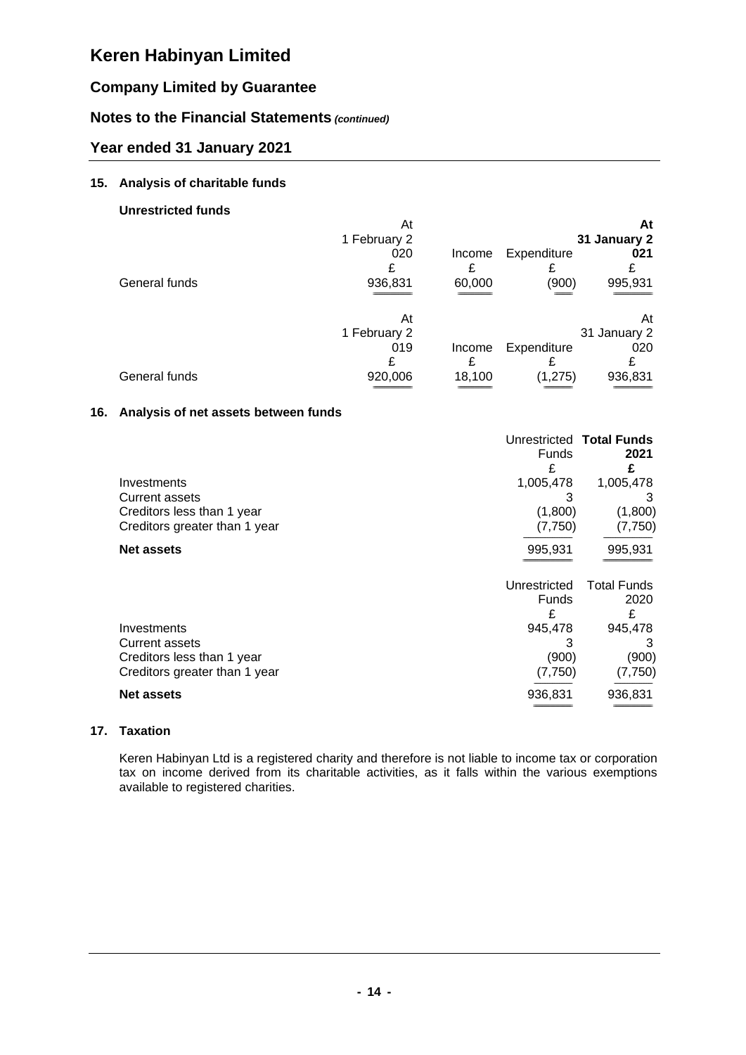# Keren Habinyan Limited

## Company Limited by Guarantee

## Notes to the Financial Statements *(continued)*

## Year ended 31 January 2021

### 15. Analysis of charitable funds

**Unrestricted funds**

| | At 1 February 2020 | Income | Expenditure | **At 31 January 2021** |
|---|---|---|---|---|
| | £ | £ | £ | £ |
| General funds | 936,831 | 60,000 | (900) | 995,931 |

| | At 1 February 2019 | Income | Expenditure | At 31 January 2020 |
|---|---|---|---|---|
| | £ | £ | £ | £ |
| General funds | 920,006 | 18,100 | (1,275) | 936,831 |

### 16. Analysis of net assets between funds

| | Unrestricted Funds | **Total Funds 2021** |
|---|---|---|
| | £ | **£** |
| Investments | 1,005,478 | 1,005,478 |
| Current assets | 3 | 3 |
| Creditors less than 1 year | (1,800) | (1,800) |
| Creditors greater than 1 year | (7,750) | (7,750) |
| **Net assets** | 995,931 | 995,931 |

| | Unrestricted Funds | Total Funds 2020 |
|---|---|---|
| | £ | £ |
| Investments | 945,478 | 945,478 |
| Current assets | 3 | 3 |
| Creditors less than 1 year | (900) | (900) |
| Creditors greater than 1 year | (7,750) | (7,750) |
| **Net assets** | 936,831 | 936,831 |

### 17. Taxation

Keren Habinyan Ltd is a registered charity and therefore is not liable to income tax or corporation tax on income derived from its charitable activities, as it falls within the various exemptions available to registered charities.